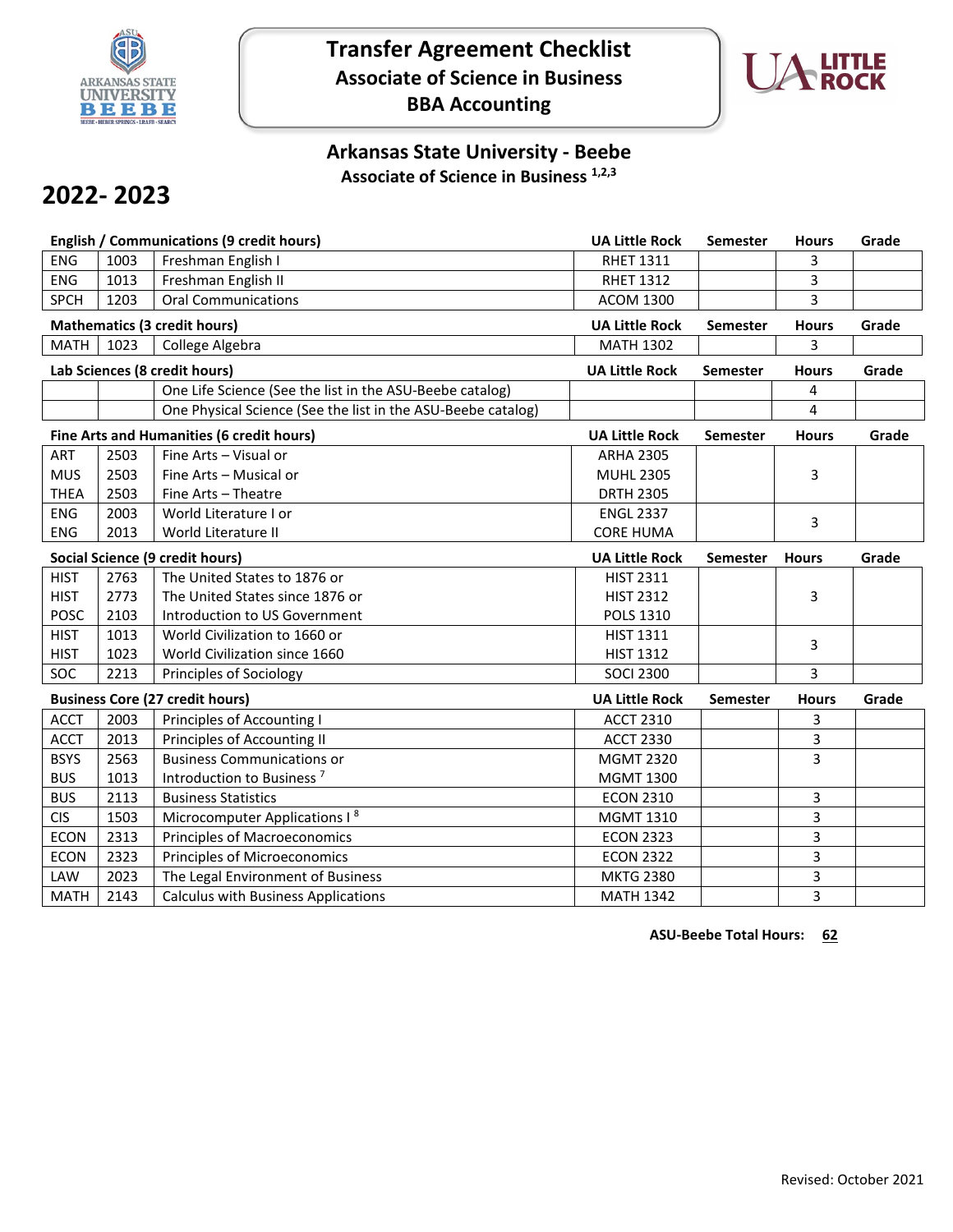# Transfer Agreement Checklist

## Associate of Science in Business

## BBA Accounting

### Arkansas State University - Beebe

**Associate of Science in Business [1,2,3]**

## 2022- 2023

| English / Communications (9 credit hours) | | | UA Little Rock | Semester | Hours | Grade |
|---|---|---|---|---|---|---|
| ENG | 1003 | Freshman English I | RHET 1311 | | 3 | |
| ENG | 1013 | Freshman English II | RHET 1312 | | 3 | |
| SPCH | 1203 | Oral Communications | ACOM 1300 | | 3 | |

| Mathematics (3 credit hours) | | | UA Little Rock | Semester | Hours | Grade |
|---|---|---|---|---|---|---|
| MATH | 1023 | College Algebra | MATH 1302 | | 3 | |

| Lab Sciences (8 credit hours) | | | UA Little Rock | Semester | Hours | Grade |
|---|---|---|---|---|---|---|
| | | One Life Science (See the list in the ASU-Beebe catalog) | | | 4 | |
| | | One Physical Science (See the list in the ASU-Beebe catalog) | | | 4 | |

| Fine Arts and Humanities (6 credit hours) | | | UA Little Rock | Semester | Hours | Grade |
|---|---|---|---|---|---|---|
| ART | 2503 | Fine Arts – Visual or | ARHA 2305 | | | |
| MUS | 2503 | Fine Arts – Musical or | MUHL 2305 | | 3 | |
| THEA | 2503 | Fine Arts – Theatre | DRTH 2305 | | | |
| ENG | 2003 | World Literature I or | ENGL 2337 | | 3 | |
| ENG | 2013 | World Literature II | CORE HUMA | | | |

| Social Science (9 credit hours) | | | UA Little Rock | Semester | Hours | Grade |
|---|---|---|---|---|---|---|
| HIST | 2763 | The United States to 1876 or | HIST 2311 | | | |
| HIST | 2773 | The United States since 1876 or | HIST 2312 | | 3 | |
| POSC | 2103 | Introduction to US Government | POLS 1310 | | | |
| HIST | 1013 | World Civilization to 1660 or | HIST 1311 | | 3 | |
| HIST | 1023 | World Civilization since 1660 | HIST 1312 | | | |
| SOC | 2213 | Principles of Sociology | SOCI 2300 | | 3 | |

| Business Core (27 credit hours) | | | UA Little Rock | Semester | Hours | Grade |
|---|---|---|---|---|---|---|
| ACCT | 2003 | Principles of Accounting I | ACCT 2310 | | 3 | |
| ACCT | 2013 | Principles of Accounting II | ACCT 2330 | | 3 | |
| BSYS | 2563 | Business Communications or | MGMT 2320 | | 3 | |
| BUS | 1013 | Introduction to Business [7] | MGMT 1300 | | | |
| BUS | 2113 | Business Statistics | ECON 2310 | | 3 | |
| CIS | 1503 | Microcomputer Applications I [8] | MGMT 1310 | | 3 | |
| ECON | 2313 | Principles of Macroeconomics | ECON 2323 | | 3 | |
| ECON | 2323 | Principles of Microeconomics | ECON 2322 | | 3 | |
| LAW | 2023 | The Legal Environment of Business | MKTG 2380 | | 3 | |
| MATH | 2143 | Calculus with Business Applications | MATH 1342 | | 3 | |

**ASU-Beebe Total Hours: 62**

Revised: October 2021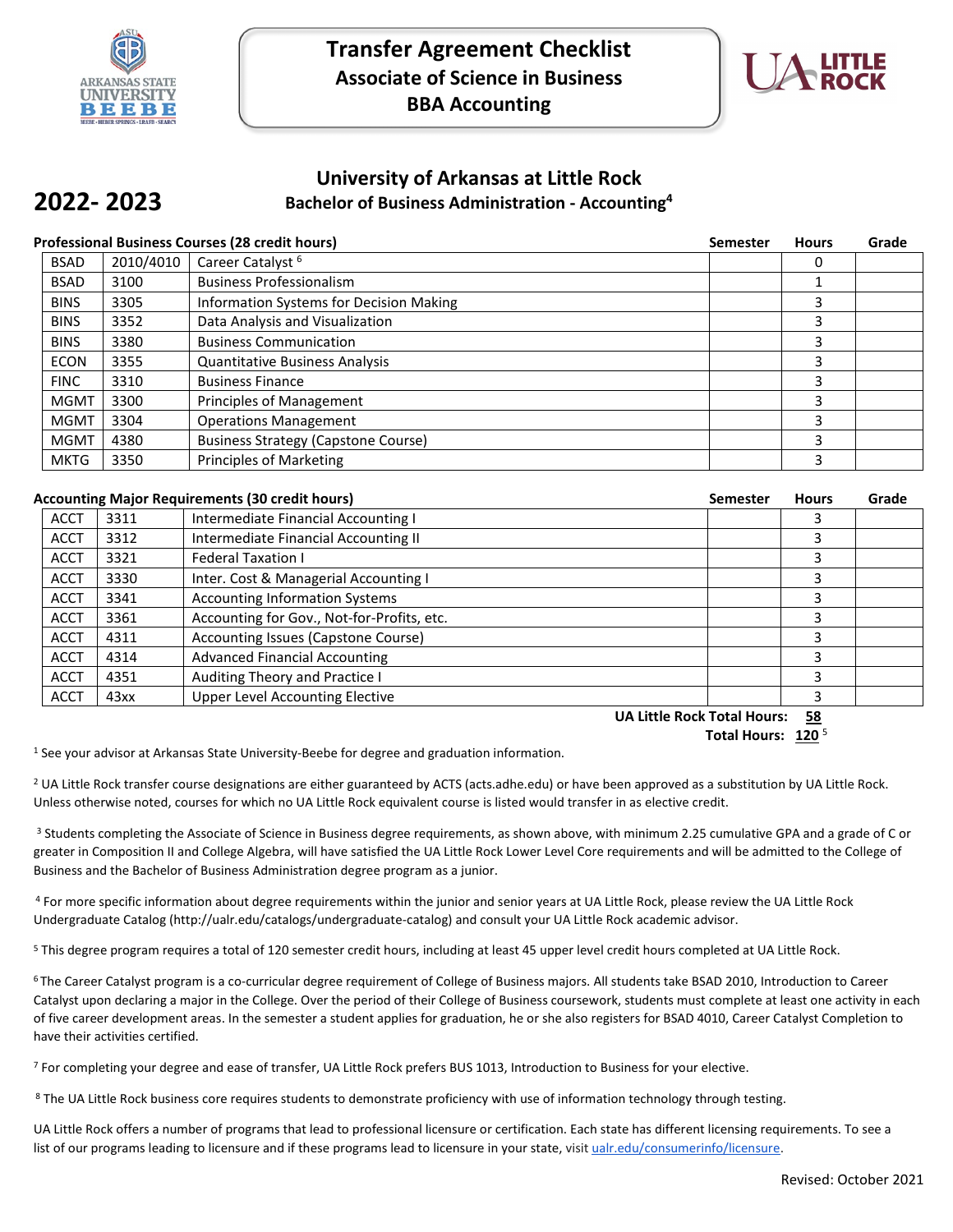# Transfer Agreement Checklist
## Associate of Science in Business
## BBA Accounting

**2022- 2023**

## University of Arkansas at Little Rock
### Bachelor of Business Administration - Accounting[4]

**Professional Business Courses (28 credit hours)**

| | | | Semester | Hours | Grade |
|---|---|---|---|---|---|
| BSAD | 2010/4010 | Career Catalyst [6] | | 0 | |
| BSAD | 3100 | Business Professionalism | | 1 | |
| BINS | 3305 | Information Systems for Decision Making | | 3 | |
| BINS | 3352 | Data Analysis and Visualization | | 3 | |
| BINS | 3380 | Business Communication | | 3 | |
| ECON | 3355 | Quantitative Business Analysis | | 3 | |
| FINC | 3310 | Business Finance | | 3 | |
| MGMT | 3300 | Principles of Management | | 3 | |
| MGMT | 3304 | Operations Management | | 3 | |
| MGMT | 4380 | Business Strategy (Capstone Course) | | 3 | |
| MKTG | 3350 | Principles of Marketing | | 3 | |

**Accounting Major Requirements (30 credit hours)**

| | | | Semester | Hours | Grade |
|---|---|---|---|---|---|
| ACCT | 3311 | Intermediate Financial Accounting I | | 3 | |
| ACCT | 3312 | Intermediate Financial Accounting II | | 3 | |
| ACCT | 3321 | Federal Taxation I | | 3 | |
| ACCT | 3330 | Inter. Cost & Managerial Accounting I | | 3 | |
| ACCT | 3341 | Accounting Information Systems | | 3 | |
| ACCT | 3361 | Accounting for Gov., Not-for-Profits, etc. | | 3 | |
| ACCT | 4311 | Accounting Issues (Capstone Course) | | 3 | |
| ACCT | 4314 | Advanced Financial Accounting | | 3 | |
| ACCT | 4351 | Auditing Theory and Practice I | | 3 | |
| ACCT | 43xx | Upper Level Accounting Elective | | 3 | |

**UA Little Rock Total Hours: 58**

**Total Hours: 120** [5]

[1] See your advisor at Arkansas State University-Beebe for degree and graduation information.

[2] UA Little Rock transfer course designations are either guaranteed by ACTS (acts.adhe.edu) or have been approved as a substitution by UA Little Rock. Unless otherwise noted, courses for which no UA Little Rock equivalent course is listed would transfer in as elective credit.

[3] Students completing the Associate of Science in Business degree requirements, as shown above, with minimum 2.25 cumulative GPA and a grade of C or greater in Composition II and College Algebra, will have satisfied the UA Little Rock Lower Level Core requirements and will be admitted to the College of Business and the Bachelor of Business Administration degree program as a junior.

[4] For more specific information about degree requirements within the junior and senior years at UA Little Rock, please review the UA Little Rock Undergraduate Catalog (http://ualr.edu/catalogs/undergraduate-catalog) and consult your UA Little Rock academic advisor.

[5] This degree program requires a total of 120 semester credit hours, including at least 45 upper level credit hours completed at UA Little Rock.

[6] The Career Catalyst program is a co-curricular degree requirement of College of Business majors. All students take BSAD 2010, Introduction to Career Catalyst upon declaring a major in the College. Over the period of their College of Business coursework, students must complete at least one activity in each of five career development areas. In the semester a student applies for graduation, he or she also registers for BSAD 4010, Career Catalyst Completion to have their activities certified.

[7] For completing your degree and ease of transfer, UA Little Rock prefers BUS 1013, Introduction to Business for your elective.

[8] The UA Little Rock business core requires students to demonstrate proficiency with use of information technology through testing.

UA Little Rock offers a number of programs that lead to professional licensure or certification. Each state has different licensing requirements. To see a list of our programs leading to licensure and if these programs lead to licensure in your state, visit ualr.edu/consumerinfo/licensure.

Revised: October 2021